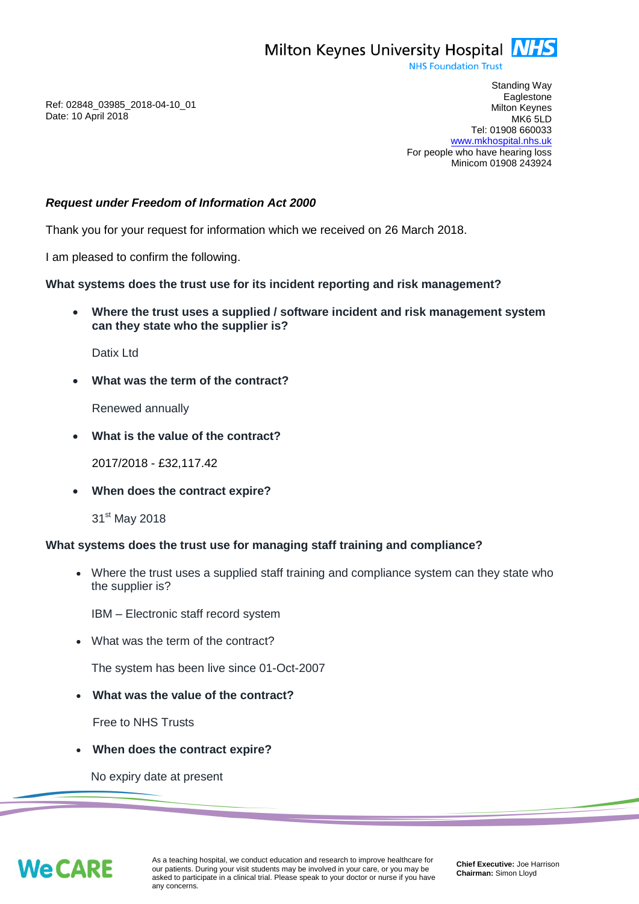Milton Keynes University Hospital NHS
NHS Foundation Trust

Standing Way
Eaglestone
Milton Keynes
MK6 5LD
Tel: 01908 660033
www.mkhospital.nhs.uk
For people who have hearing loss
Minicom 01908 243924

Ref: 02848_03985_2018-04-10_01
Date: 10 April 2018

***Request under Freedom of Information Act 2000***

Thank you for your request for information which we received on 26 March 2018.

I am pleased to confirm the following.

**What systems does the trust use for its incident reporting and risk management?**

- **Where the trust uses a supplied / software incident and risk management system can they state who the supplier is?**

  Datix Ltd

- **What was the term of the contract?**

  Renewed annually

- **What is the value of the contract?**

  2017/2018 - £32,117.42

- **When does the contract expire?**

  31st May 2018

**What systems does the trust use for managing staff training and compliance?**

- Where the trust uses a supplied staff training and compliance system can they state who the supplier is?

  IBM – Electronic staff record system

- What was the term of the contract?

  The system has been live since 01-Oct-2007

- **What was the value of the contract?**

  Free to NHS Trusts

- **When does the contract expire?**

  No expiry date at present

We CARE

As a teaching hospital, we conduct education and research to improve healthcare for our patients. During your visit students may be involved in your care, or you may be asked to participate in a clinical trial. Please speak to your doctor or nurse if you have any concerns.

**Chief Executive:** Joe Harrison
**Chairman:** Simon Lloyd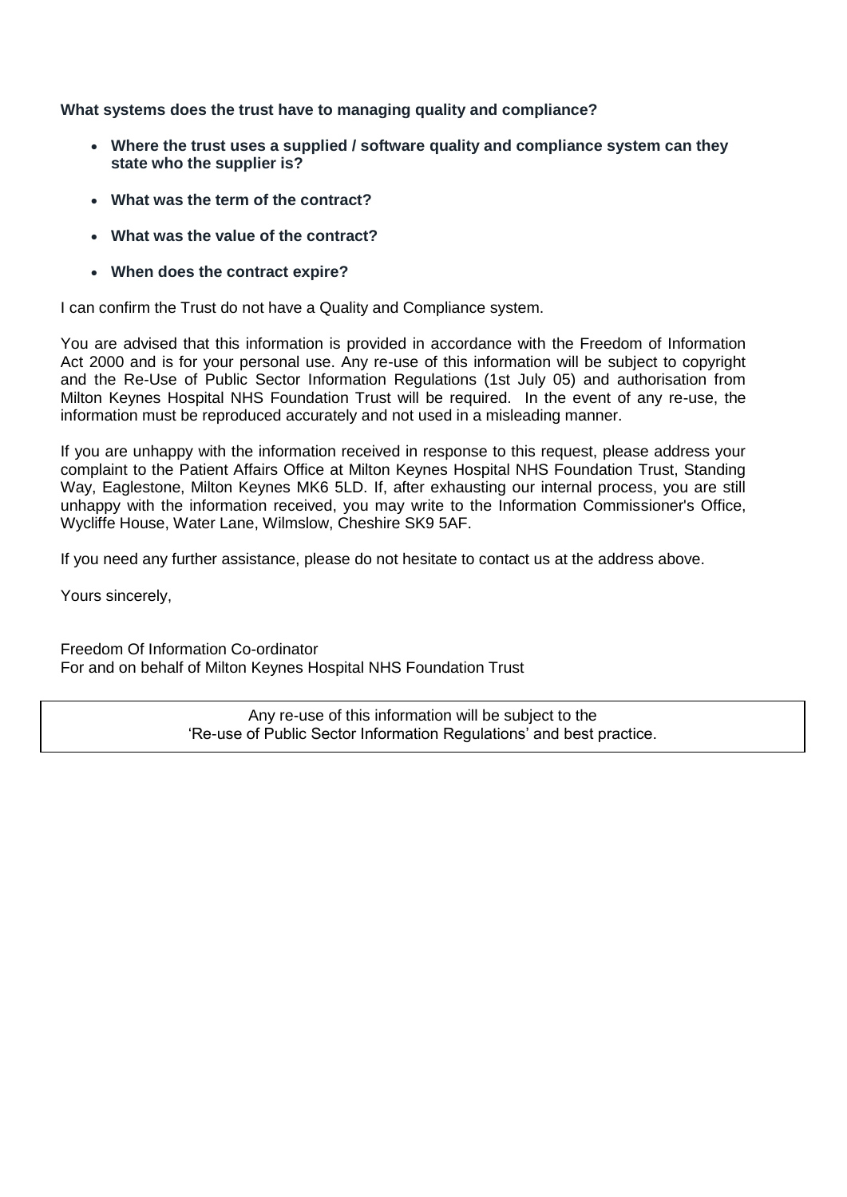**What systems does the trust have to managing quality and compliance?**

- **Where the trust uses a supplied / software quality and compliance system can they state who the supplier is?**
- **What was the term of the contract?**
- **What was the value of the contract?**
- **When does the contract expire?**

I can confirm the Trust do not have a Quality and Compliance system.

You are advised that this information is provided in accordance with the Freedom of Information Act 2000 and is for your personal use. Any re-use of this information will be subject to copyright and the Re-Use of Public Sector Information Regulations (1st July 05) and authorisation from Milton Keynes Hospital NHS Foundation Trust will be required. In the event of any re-use, the information must be reproduced accurately and not used in a misleading manner.

If you are unhappy with the information received in response to this request, please address your complaint to the Patient Affairs Office at Milton Keynes Hospital NHS Foundation Trust, Standing Way, Eaglestone, Milton Keynes MK6 5LD. If, after exhausting our internal process, you are still unhappy with the information received, you may write to the Information Commissioner's Office, Wycliffe House, Water Lane, Wilmslow, Cheshire SK9 5AF.

If you need any further assistance, please do not hesitate to contact us at the address above.

Yours sincerely,

Freedom Of Information Co-ordinator
For and on behalf of Milton Keynes Hospital NHS Foundation Trust

> Any re-use of this information will be subject to the
> 'Re-use of Public Sector Information Regulations' and best practice.